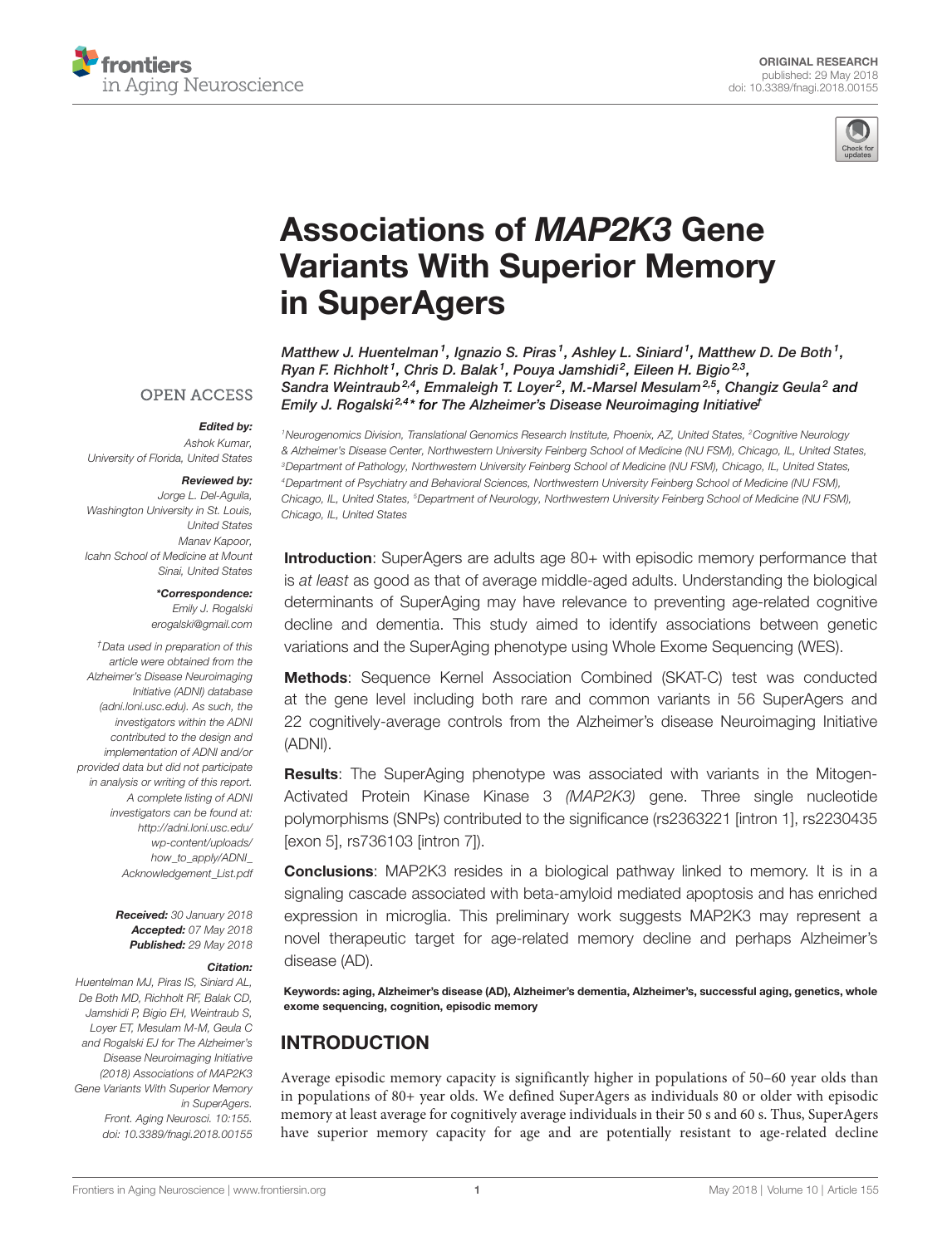ORIGINAL RESEARCH
published: 29 May 2018
doi: 10.3389/fnagi.2018.00155

# Associations of *MAP2K3* Gene Variants With Superior Memory in SuperAgers

*Matthew J. Huentelman[1], Ignazio S. Piras[1], Ashley L. Siniard[1], Matthew D. De Both[1], Ryan F. Richholt[1], Chris D. Balak[1], Pouya Jamshidi[2], Eileen H. Bigio[2,3], Sandra Weintraub[2,4], Emmaleigh T. Loyer[2], M.-Marsel Mesulam[2,5], Changiz Geula[2] and Emily J. Rogalski[2,4]\* for The Alzheimer's Disease Neuroimaging Initiative†*

[1]Neurogenomics Division, Translational Genomics Research Institute, Phoenix, AZ, United States, [2]Cognitive Neurology & Alzheimer's Disease Center, Northwestern University Feinberg School of Medicine (NU FSM), Chicago, IL, United States, [3]Department of Pathology, Northwestern University Feinberg School of Medicine (NU FSM), Chicago, IL, United States, [4]Department of Psychiatry and Behavioral Sciences, Northwestern University Feinberg School of Medicine (NU FSM), Chicago, IL, United States, [5]Department of Neurology, Northwestern University Feinberg School of Medicine (NU FSM), Chicago, IL, United States

OPEN ACCESS

**Edited by:**
Ashok Kumar,
University of Florida, United States

**Reviewed by:**
Jorge L. Del-Aguila,
Washington University in St. Louis, United States
Manav Kapoor,
Icahn School of Medicine at Mount Sinai, United States

**\*Correspondence:**
Emily J. Rogalski
erogalski@gmail.com

†Data used in preparation of this article were obtained from the Alzheimer's Disease Neuroimaging Initiative (ADNI) database (adni.loni.usc.edu). As such, the investigators within the ADNI contributed to the design and implementation of ADNI and/or provided data but did not participate in analysis or writing of this report. A complete listing of ADNI investigators can be found at: http://adni.loni.usc.edu/wp-content/uploads/how_to_apply/ADNI_Acknowledgement_List.pdf

**Received:** 30 January 2018
**Accepted:** 07 May 2018
**Published:** 29 May 2018

**Citation:**
Huentelman MJ, Piras IS, Siniard AL, De Both MD, Richholt RF, Balak CD, Jamshidi P, Bigio EH, Weintraub S, Loyer ET, Mesulam M-M, Geula C and Rogalski EJ for The Alzheimer's Disease Neuroimaging Initiative (2018) Associations of MAP2K3 Gene Variants With Superior Memory in SuperAgers. Front. Aging Neurosci. 10:155. doi: 10.3389/fnagi.2018.00155

**Introduction**: SuperAgers are adults age 80+ with episodic memory performance that is *at least* as good as that of average middle-aged adults. Understanding the biological determinants of SuperAging may have relevance to preventing age-related cognitive decline and dementia. This study aimed to identify associations between genetic variations and the SuperAging phenotype using Whole Exome Sequencing (WES).

**Methods**: Sequence Kernel Association Combined (SKAT-C) test was conducted at the gene level including both rare and common variants in 56 SuperAgers and 22 cognitively-average controls from the Alzheimer's disease Neuroimaging Initiative (ADNI).

**Results**: The SuperAging phenotype was associated with variants in the Mitogen-Activated Protein Kinase Kinase 3 *(MAP2K3)* gene. Three single nucleotide polymorphisms (SNPs) contributed to the significance (rs2363221 [intron 1], rs2230435 [exon 5], rs736103 [intron 7]).

**Conclusions**: MAP2K3 resides in a biological pathway linked to memory. It is in a signaling cascade associated with beta-amyloid mediated apoptosis and has enriched expression in microglia. This preliminary work suggests MAP2K3 may represent a novel therapeutic target for age-related memory decline and perhaps Alzheimer's disease (AD).

**Keywords: aging, Alzheimer's disease (AD), Alzheimer's dementia, Alzheimer's, successful aging, genetics, whole exome sequencing, cognition, episodic memory**

## INTRODUCTION

Average episodic memory capacity is significantly higher in populations of 50–60 year olds than in populations of 80+ year olds. We defined SuperAgers as individuals 80 or older with episodic memory at least average for cognitively average individuals in their 50 s and 60 s. Thus, SuperAgers have superior memory capacity for age and are potentially resistant to age-related decline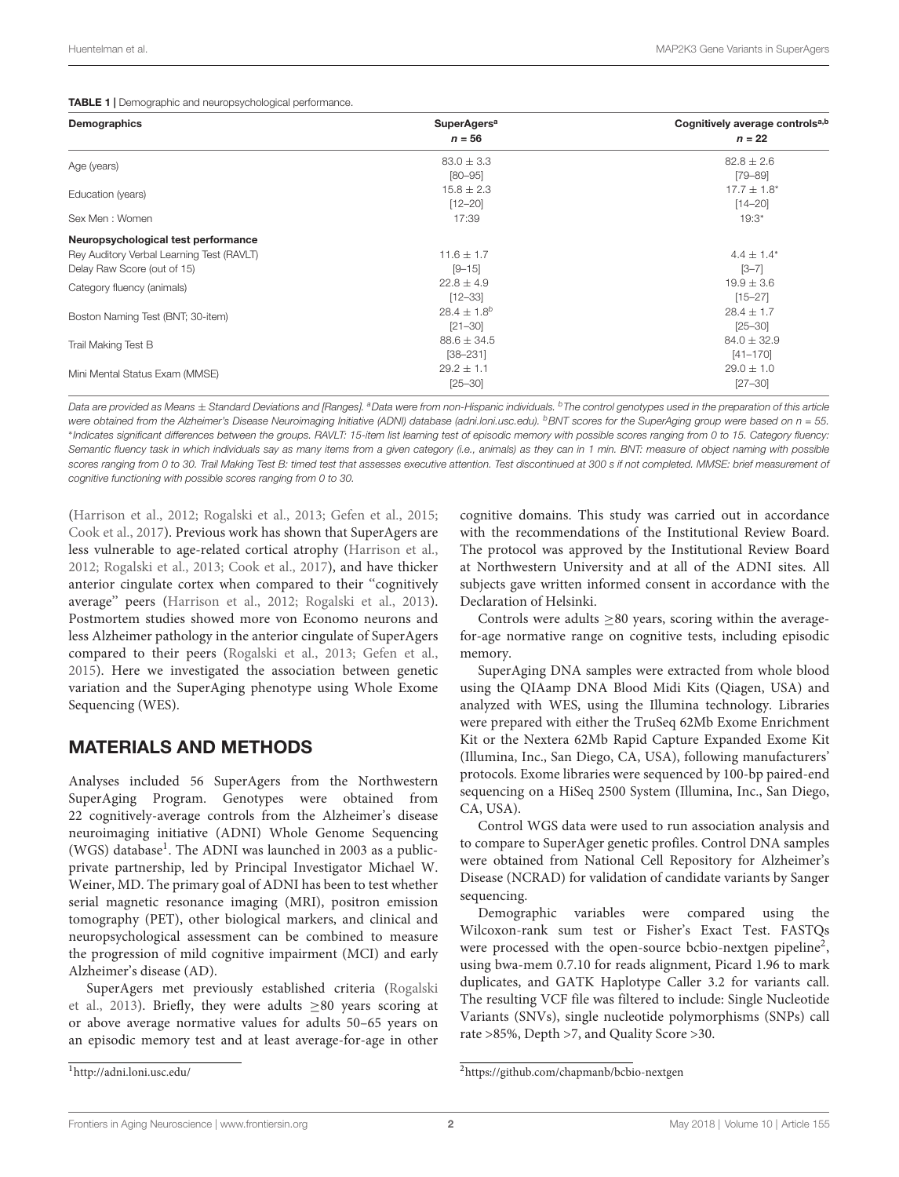**TABLE 1** | Demographic and neuropsychological performance.

| Demographics | SuperAgers[a] $n = 56$ | Cognitively average controls[a,b] $n = 22$ |
|---|---|---|
| Age (years) | 83.0 ± 3.3 [80–95] | 82.8 ± 2.6 [79–89] |
| Education (years) | 15.8 ± 2.3 [12–20] | 17.7 ± 1.8* [14–20] |
| Sex Men : Women | 17:39 | 19:3* |
| **Neuropsychological test performance** | | |
| Rey Auditory Verbal Learning Test (RAVLT) Delay Raw Score (out of 15) | 11.6 ± 1.7 [9–15] | 4.4 ± 1.4* [3–7] |
| Category fluency (animals) | 22.8 ± 4.9 [12–33] | 19.9 ± 3.6 [15–27] |
| Boston Naming Test (BNT; 30-item) | 28.4 ± 1.8[b] [21–30] | 28.4 ± 1.7 [25–30] |
| Trail Making Test B | 88.6 ± 34.5 [38–231] | 84.0 ± 32.9 [41–170] |
| Mini Mental Status Exam (MMSE) | 29.2 ± 1.1 [25–30] | 29.0 ± 1.0 [27–30] |

*Data are provided as Means ± Standard Deviations and [Ranges]. [a]Data were from non-Hispanic individuals. [b]The control genotypes used in the preparation of this article were obtained from the Alzheimer's Disease Neuroimaging Initiative (ADNI) database (adni.loni.usc.edu). [b]BNT scores for the SuperAging group were based on n = 55. \*Indicates significant differences between the groups. RAVLT: 15-item list learning test of episodic memory with possible scores ranging from 0 to 15. Category fluency: Semantic fluency task in which individuals say as many items from a given category (i.e., animals) as they can in 1 min. BNT: measure of object naming with possible scores ranging from 0 to 30. Trail Making Test B: timed test that assesses executive attention. Test discontinued at 300 s if not completed. MMSE: brief measurement of cognitive functioning with possible scores ranging from 0 to 30.*

(Harrison et al., 2012; Rogalski et al., 2013; Gefen et al., 2015; Cook et al., 2017). Previous work has shown that SuperAgers are less vulnerable to age-related cortical atrophy (Harrison et al., 2012; Rogalski et al., 2013; Cook et al., 2017), and have thicker anterior cingulate cortex when compared to their "cognitively average" peers (Harrison et al., 2012; Rogalski et al., 2013). Postmortem studies showed more von Economo neurons and less Alzheimer pathology in the anterior cingulate of SuperAgers compared to their peers (Rogalski et al., 2013; Gefen et al., 2015). Here we investigated the association between genetic variation and the SuperAging phenotype using Whole Exome Sequencing (WES).

## MATERIALS AND METHODS

Analyses included 56 SuperAgers from the Northwestern SuperAging Program. Genotypes were obtained from 22 cognitively-average controls from the Alzheimer's disease neuroimaging initiative (ADNI) Whole Genome Sequencing (WGS) database[1]. The ADNI was launched in 2003 as a public-private partnership, led by Principal Investigator Michael W. Weiner, MD. The primary goal of ADNI has been to test whether serial magnetic resonance imaging (MRI), positron emission tomography (PET), other biological markers, and clinical and neuropsychological assessment can be combined to measure the progression of mild cognitive impairment (MCI) and early Alzheimer's disease (AD).

SuperAgers met previously established criteria (Rogalski et al., 2013). Briefly, they were adults ≥80 years scoring at or above average normative values for adults 50–65 years on an episodic memory test and at least average-for-age in other cognitive domains. This study was carried out in accordance with the recommendations of the Institutional Review Board. The protocol was approved by the Institutional Review Board at Northwestern University and at all of the ADNI sites. All subjects gave written informed consent in accordance with the Declaration of Helsinki.

Controls were adults ≥80 years, scoring within the average-for-age normative range on cognitive tests, including episodic memory.

SuperAging DNA samples were extracted from whole blood using the QIAamp DNA Blood Midi Kits (Qiagen, USA) and analyzed with WES, using the Illumina technology. Libraries were prepared with either the TruSeq 62Mb Exome Enrichment Kit or the Nextera 62Mb Rapid Capture Expanded Exome Kit (Illumina, Inc., San Diego, CA, USA), following manufacturers' protocols. Exome libraries were sequenced by 100-bp paired-end sequencing on a HiSeq 2500 System (Illumina, Inc., San Diego, CA, USA).

Control WGS data were used to run association analysis and to compare to SuperAger genetic profiles. Control DNA samples were obtained from National Cell Repository for Alzheimer's Disease (NCRAD) for validation of candidate variants by Sanger sequencing.

Demographic variables were compared using the Wilcoxon-rank sum test or Fisher's Exact Test. FASTQs were processed with the open-source bcbio-nextgen pipeline[2], using bwa-mem 0.7.10 for reads alignment, Picard 1.96 to mark duplicates, and GATK Haplotype Caller 3.2 for variants call. The resulting VCF file was filtered to include: Single Nucleotide Variants (SNVs), single nucleotide polymorphisms (SNPs) call rate >85%, Depth >7, and Quality Score >30.

[1]http://adni.loni.usc.edu/

[2]https://github.com/chapmanb/bcbio-nextgen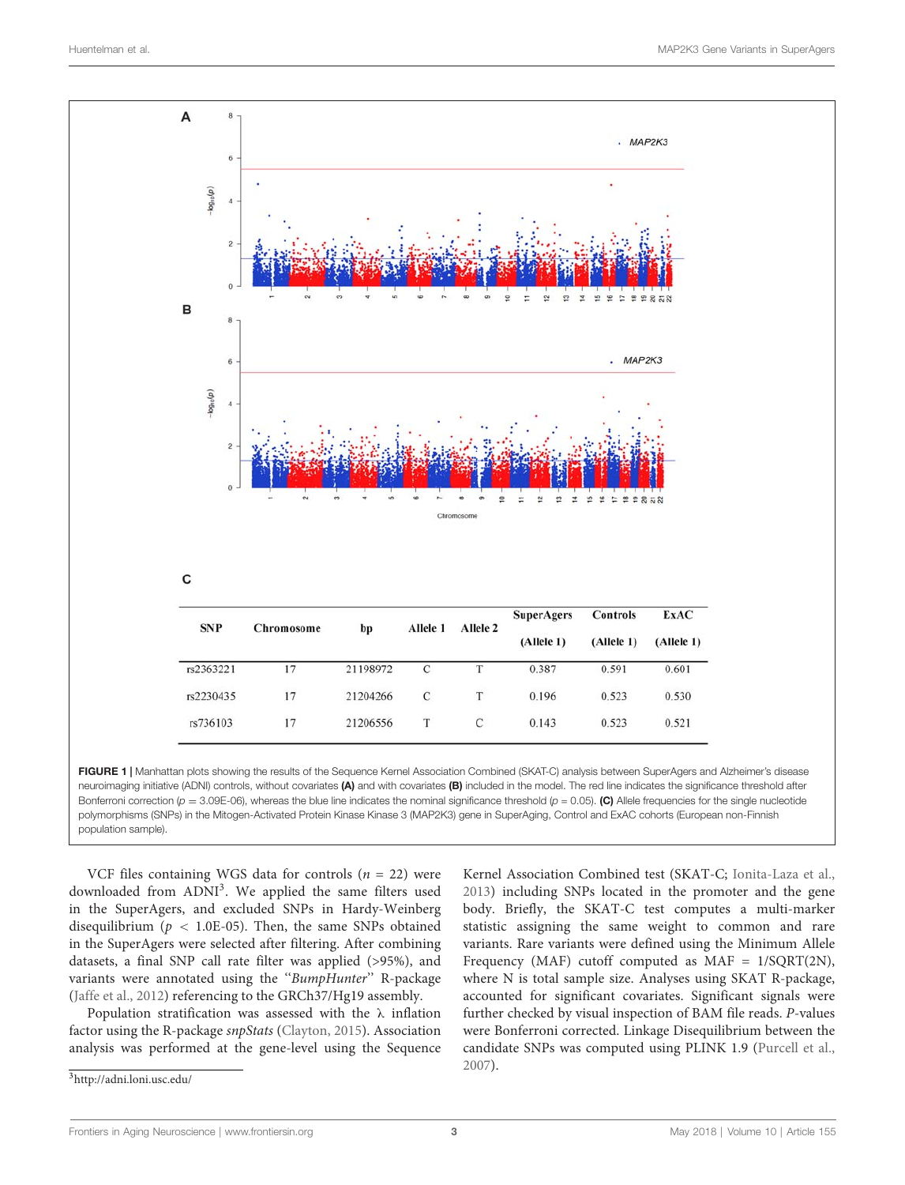| SNP | Chromosome | bp | Allele 1 | Allele 2 | SuperAgers (Allele 1) | Controls (Allele 1) | ExAC (Allele 1) |
|---|---|---|---|---|---|---|---|
| rs2363221 | 17 | 21198972 | C | T | 0.387 | 0.591 | 0.601 |
| rs2230435 | 17 | 21204266 | C | T | 0.196 | 0.523 | 0.530 |
| rs736103 | 17 | 21206556 | T | C | 0.143 | 0.523 | 0.521 |

**FIGURE 1 |** Manhattan plots showing the results of the Sequence Kernel Association Combined (SKAT-C) analysis between SuperAgers and Alzheimer's disease neuroimaging initiative (ADNI) controls, without covariates **(A)** and with covariates **(B)** included in the model. The red line indicates the significance threshold after Bonferroni correction ($p$ = 3.09E-06), whereas the blue line indicates the nominal significance threshold ($p$ = 0.05). **(C)** Allele frequencies for the single nucleotide polymorphisms (SNPs) in the Mitogen-Activated Protein Kinase Kinase 3 (MAP2K3) gene in SuperAging, Control and ExAC cohorts (European non-Finnish population sample).

VCF files containing WGS data for controls ($n$ = 22) were downloaded from ADNI[3]. We applied the same filters used in the SuperAgers, and excluded SNPs in Hardy-Weinberg disequilibrium ($p$ < 1.0E-05). Then, the same SNPs obtained in the SuperAgers were selected after filtering. After combining datasets, a final SNP call rate filter was applied (>95%), and variants were annotated using the "*BumpHunter*" R-package (Jaffe et al., 2012) referencing to the GRCh37/Hg19 assembly.

Population stratification was assessed with the $\lambda$ inflation factor using the R-package *snpStats* (Clayton, 2015). Association analysis was performed at the gene-level using the Sequence Kernel Association Combined test (SKAT-C; Ionita-Laza et al., 2013) including SNPs located in the promoter and the gene body. Briefly, the SKAT-C test computes a multi-marker statistic assigning the same weight to common and rare variants. Rare variants were defined using the Minimum Allele Frequency (MAF) cutoff computed as MAF = 1/SQRT(2N), where N is total sample size. Analyses using SKAT R-package, accounted for significant covariates. Significant signals were further checked by visual inspection of BAM file reads. *P*-values were Bonferroni corrected. Linkage Disequilibrium between the candidate SNPs was computed using PLINK 1.9 (Purcell et al., 2007).

[3]http://adni.loni.usc.edu/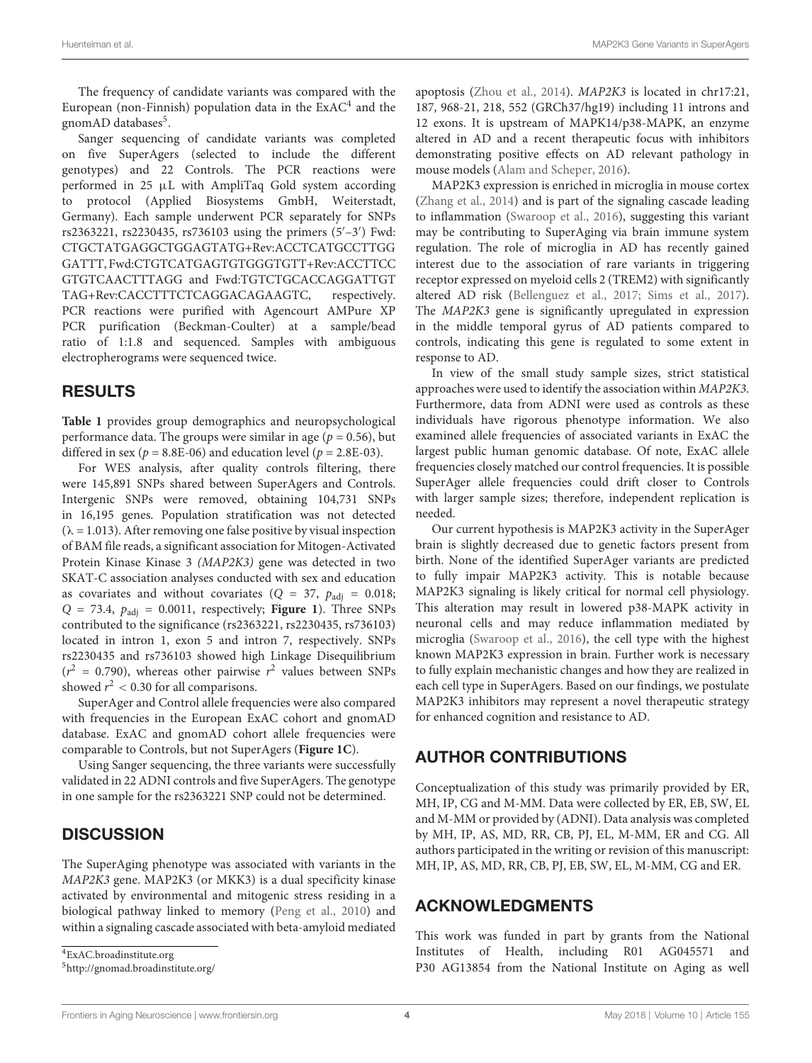The frequency of candidate variants was compared with the European (non-Finnish) population data in the ExAC[4] and the gnomAD databases[5].

Sanger sequencing of candidate variants was completed on five SuperAgers (selected to include the different genotypes) and 22 Controls. The PCR reactions were performed in 25 μL with AmpliTaq Gold system according to protocol (Applied Biosystems GmbH, Weiterstadt, Germany). Each sample underwent PCR separately for SNPs rs2363221, rs2230435, rs736103 using the primers (5′–3′) Fwd: CTGCTATGAGGCTGGAGTATG+Rev:ACCTCATGCCTTGG GATTT, Fwd:CTGTCATGAGTGTGGGTGTT+Rev:ACCTTCC GTGTCAACTTTAGG and Fwd:TGTCTGCACCAGGATTGT TAG+Rev:CACCTTTCTCAGGACAGAAGTC, respectively. PCR reactions were purified with Agencourt AMPure XP PCR purification (Beckman-Coulter) at a sample/bead ratio of 1:1.8 and sequenced. Samples with ambiguous electropherograms were sequenced twice.

## RESULTS

**Table 1** provides group demographics and neuropsychological performance data. The groups were similar in age ($p = 0.56$), but differed in sex ($p = 8.8E\text{-}06$) and education level ($p = 2.8E\text{-}03$).

For WES analysis, after quality controls filtering, there were 145,891 SNPs shared between SuperAgers and Controls. Intergenic SNPs were removed, obtaining 104,731 SNPs in 16,195 genes. Population stratification was not detected ($\lambda = 1.013$). After removing one false positive by visual inspection of BAM file reads, a significant association for Mitogen-Activated Protein Kinase Kinase 3 *(MAP2K3)* gene was detected in two SKAT-C association analyses conducted with sex and education as covariates and without covariates ($Q = 37$, $p_{adj} = 0.018$; $Q = 73.4$, $p_{adj} = 0.0011$, respectively; **Figure 1**). Three SNPs contributed to the significance (rs2363221, rs2230435, rs736103) located in intron 1, exon 5 and intron 7, respectively. SNPs rs2230435 and rs736103 showed high Linkage Disequilibrium ($r^2 = 0.790$), whereas other pairwise $r^2$ values between SNPs showed $r^2 < 0.30$ for all comparisons.

SuperAger and Control allele frequencies were also compared with frequencies in the European ExAC cohort and gnomAD database. ExAC and gnomAD cohort allele frequencies were comparable to Controls, but not SuperAgers (**Figure 1C**).

Using Sanger sequencing, the three variants were successfully validated in 22 ADNI controls and five SuperAgers. The genotype in one sample for the rs2363221 SNP could not be determined.

## DISCUSSION

The SuperAging phenotype was associated with variants in the *MAP2K3* gene. MAP2K3 (or MKK3) is a dual specificity kinase activated by environmental and mitogenic stress residing in a biological pathway linked to memory (Peng et al., 2010) and within a signaling cascade associated with beta-amyloid mediated apoptosis (Zhou et al., 2014). *MAP2K3* is located in chr17:21, 187, 968-21, 218, 552 (GRCh37/hg19) including 11 introns and 12 exons. It is upstream of MAPK14/p38-MAPK, an enzyme altered in AD and a recent therapeutic focus with inhibitors demonstrating positive effects on AD relevant pathology in mouse models (Alam and Scheper, 2016).

MAP2K3 expression is enriched in microglia in mouse cortex (Zhang et al., 2014) and is part of the signaling cascade leading to inflammation (Swaroop et al., 2016), suggesting this variant may be contributing to SuperAging via brain immune system regulation. The role of microglia in AD has recently gained interest due to the association of rare variants in triggering receptor expressed on myeloid cells 2 (TREM2) with significantly altered AD risk (Bellenguez et al., 2017; Sims et al., 2017). The *MAP2K3* gene is significantly upregulated in expression in the middle temporal gyrus of AD patients compared to controls, indicating this gene is regulated to some extent in response to AD.

In view of the small study sample sizes, strict statistical approaches were used to identify the association within *MAP2K3*. Furthermore, data from ADNI were used as controls as these individuals have rigorous phenotype information. We also examined allele frequencies of associated variants in ExAC the largest public human genomic database. Of note, ExAC allele frequencies closely matched our control frequencies. It is possible SuperAger allele frequencies could drift closer to Controls with larger sample sizes; therefore, independent replication is needed.

Our current hypothesis is MAP2K3 activity in the SuperAger brain is slightly decreased due to genetic factors present from birth. None of the identified SuperAger variants are predicted to fully impair MAP2K3 activity. This is notable because MAP2K3 signaling is likely critical for normal cell physiology. This alteration may result in lowered p38-MAPK activity in neuronal cells and may reduce inflammation mediated by microglia (Swaroop et al., 2016), the cell type with the highest known MAP2K3 expression in brain. Further work is necessary to fully explain mechanistic changes and how they are realized in each cell type in SuperAgers. Based on our findings, we postulate MAP2K3 inhibitors may represent a novel therapeutic strategy for enhanced cognition and resistance to AD.

## AUTHOR CONTRIBUTIONS

Conceptualization of this study was primarily provided by ER, MH, IP, CG and M-MM. Data were collected by ER, EB, SW, EL and M-MM or provided by (ADNI). Data analysis was completed by MH, IP, AS, MD, RR, CB, PJ, EL, M-MM, ER and CG. All authors participated in the writing or revision of this manuscript: MH, IP, AS, MD, RR, CB, PJ, EB, SW, EL, M-MM, CG and ER.

## ACKNOWLEDGMENTS

This work was funded in part by grants from the National Institutes of Health, including R01 AG045571 and P30 AG13854 from the National Institute on Aging as well

[4]ExAC.broadinstitute.org

[5]http://gnomad.broadinstitute.org/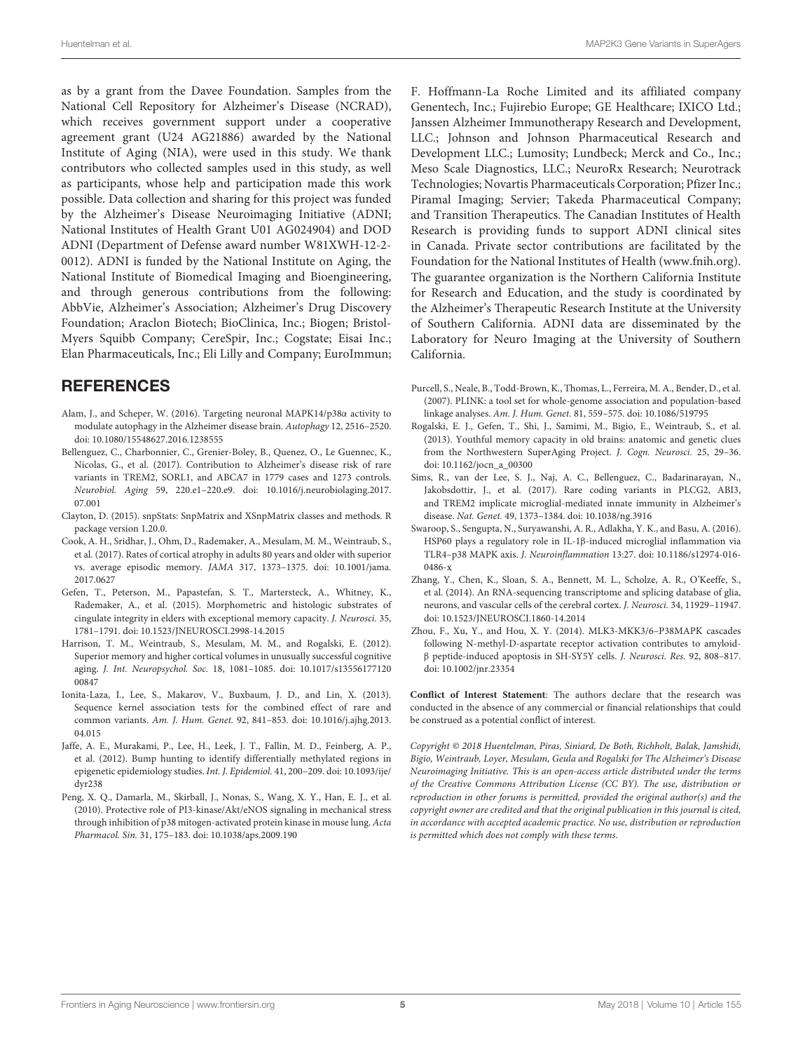as by a grant from the Davee Foundation. Samples from the National Cell Repository for Alzheimer's Disease (NCRAD), which receives government support under a cooperative agreement grant (U24 AG21886) awarded by the National Institute of Aging (NIA), were used in this study. We thank contributors who collected samples used in this study, as well as participants, whose help and participation made this work possible. Data collection and sharing for this project was funded by the Alzheimer's Disease Neuroimaging Initiative (ADNI; National Institutes of Health Grant U01 AG024904) and DOD ADNI (Department of Defense award number W81XWH-12-2-0012). ADNI is funded by the National Institute on Aging, the National Institute of Biomedical Imaging and Bioengineering, and through generous contributions from the following: AbbVie, Alzheimer's Association; Alzheimer's Drug Discovery Foundation; Araclon Biotech; BioClinica, Inc.; Biogen; Bristol-Myers Squibb Company; CereSpir, Inc.; Cogstate; Eisai Inc.; Elan Pharmaceuticals, Inc.; Eli Lilly and Company; EuroImmun; F. Hoffmann-La Roche Limited and its affiliated company Genentech, Inc.; Fujirebio Europe; GE Healthcare; IXICO Ltd.; Janssen Alzheimer Immunotherapy Research and Development, LLC.; Johnson and Johnson Pharmaceutical Research and Development LLC.; Lumosity; Lundbeck; Merck and Co., Inc.; Meso Scale Diagnostics, LLC.; NeuroRx Research; Neurotrack Technologies; Novartis Pharmaceuticals Corporation; Pfizer Inc.; Piramal Imaging; Servier; Takeda Pharmaceutical Company; and Transition Therapeutics. The Canadian Institutes of Health Research is providing funds to support ADNI clinical sites in Canada. Private sector contributions are facilitated by the Foundation for the National Institutes of Health (www.fnih.org). The guarantee organization is the Northern California Institute for Research and Education, and the study is coordinated by the Alzheimer's Therapeutic Research Institute at the University of Southern California. ADNI data are disseminated by the Laboratory for Neuro Imaging at the University of Southern California.

## REFERENCES

Alam, J., and Scheper, W. (2016). Targeting neuronal MAPK14/p38α activity to modulate autophagy in the Alzheimer disease brain. *Autophagy* 12, 2516–2520. doi: 10.1080/15548627.2016.1238555

Bellenguez, C., Charbonnier, C., Grenier-Boley, B., Quenez, O., Le Guennec, K., Nicolas, G., et al. (2017). Contribution to Alzheimer's disease risk of rare variants in TREM2, SORL1, and ABCA7 in 1779 cases and 1273 controls. *Neurobiol. Aging* 59, 220.e1–220.e9. doi: 10.1016/j.neurobiolaging.2017.07.001

Clayton, D. (2015). snpStats: SnpMatrix and XSnpMatrix classes and methods. R package version 1.20.0.

Cook, A. H., Sridhar, J., Ohm, D., Rademaker, A., Mesulam, M. M., Weintraub, S., et al. (2017). Rates of cortical atrophy in adults 80 years and older with superior vs. average episodic memory. *JAMA* 317, 1373–1375. doi: 10.1001/jama.2017.0627

Gefen, T., Peterson, M., Papastefan, S. T., Martersteck, A., Whitney, K., Rademaker, A., et al. (2015). Morphometric and histologic substrates of cingulate integrity in elders with exceptional memory capacity. *J. Neurosci.* 35, 1781–1791. doi: 10.1523/JNEUROSCI.2998-14.2015

Harrison, T. M., Weintraub, S., Mesulam, M. M., and Rogalski, E. (2012). Superior memory and higher cortical volumes in unusually successful cognitive aging. *J. Int. Neuropsychol. Soc.* 18, 1081–1085. doi: 10.1017/s1355617712000847

Ionita-Laza, I., Lee, S., Makarov, V., Buxbaum, J. D., and Lin, X. (2013). Sequence kernel association tests for the combined effect of rare and common variants. *Am. J. Hum. Genet.* 92, 841–853. doi: 10.1016/j.ajhg.2013.04.015

Jaffe, A. E., Murakami, P., Lee, H., Leek, J. T., Fallin, M. D., Feinberg, A. P., et al. (2012). Bump hunting to identify differentially methylated regions in epigenetic epidemiology studies. *Int. J. Epidemiol.* 41, 200–209. doi: 10.1093/ije/dyr238

Peng, X. Q., Damarla, M., Skirball, J., Nonas, S., Wang, X. Y., Han, E. J., et al. (2010). Protective role of PI3-kinase/Akt/eNOS signaling in mechanical stress through inhibition of p38 mitogen-activated protein kinase in mouse lung. *Acta Pharmacol. Sin.* 31, 175–183. doi: 10.1038/aps.2009.190

Purcell, S., Neale, B., Todd-Brown, K., Thomas, L., Ferreira, M. A., Bender, D., et al. (2007). PLINK: a tool set for whole-genome association and population-based linkage analyses. *Am. J. Hum. Genet.* 81, 559–575. doi: 10.1086/519795

Rogalski, E. J., Gefen, T., Shi, J., Samimi, M., Bigio, E., Weintraub, S., et al. (2013). Youthful memory capacity in old brains: anatomic and genetic clues from the Northwestern SuperAging Project. *J. Cogn. Neurosci.* 25, 29–36. doi: 10.1162/jocn_a_00300

Sims, R., van der Lee, S. J., Naj, A. C., Bellenguez, C., Badarinarayan, N., Jakobsdottir, J., et al. (2017). Rare coding variants in PLCG2, ABI3, and TREM2 implicate microglial-mediated innate immunity in Alzheimer's disease. *Nat. Genet.* 49, 1373–1384. doi: 10.1038/ng.3916

Swaroop, S., Sengupta, N., Suryawanshi, A. R., Adlakha, Y. K., and Basu, A. (2016). HSP60 plays a regulatory role in IL-1β-induced microglial inflammation via TLR4–p38 MAPK axis. *J. Neuroinflammation* 13:27. doi: 10.1186/s12974-016-0486-x

Zhang, Y., Chen, K., Sloan, S. A., Bennett, M. L., Scholze, A. R., O'Keeffe, S., et al. (2014). An RNA-sequencing transcriptome and splicing database of glia, neurons, and vascular cells of the cerebral cortex. *J. Neurosci.* 34, 11929–11947. doi: 10.1523/JNEUROSCI.1860-14.2014

Zhou, F., Xu, Y., and Hou, X. Y. (2014). MLK3-MKK3/6–P38MAPK cascades following N-methyl-D-aspartate receptor activation contributes to amyloid-β peptide-induced apoptosis in SH-SY5Y cells. *J. Neurosci. Res.* 92, 808–817. doi: 10.1002/jnr.23354

**Conflict of Interest Statement**: The authors declare that the research was conducted in the absence of any commercial or financial relationships that could be construed as a potential conflict of interest.

*Copyright © 2018 Huentelman, Piras, Siniard, De Both, Richholt, Balak, Jamshidi, Bigio, Weintraub, Loyer, Mesulam, Geula and Rogalski for The Alzheimer's Disease Neuroimaging Initiative. This is an open-access article distributed under the terms of the Creative Commons Attribution License (CC BY). The use, distribution or reproduction in other forums is permitted, provided the original author(s) and the copyright owner are credited and that the original publication in this journal is cited, in accordance with accepted academic practice. No use, distribution or reproduction is permitted which does not comply with these terms.*